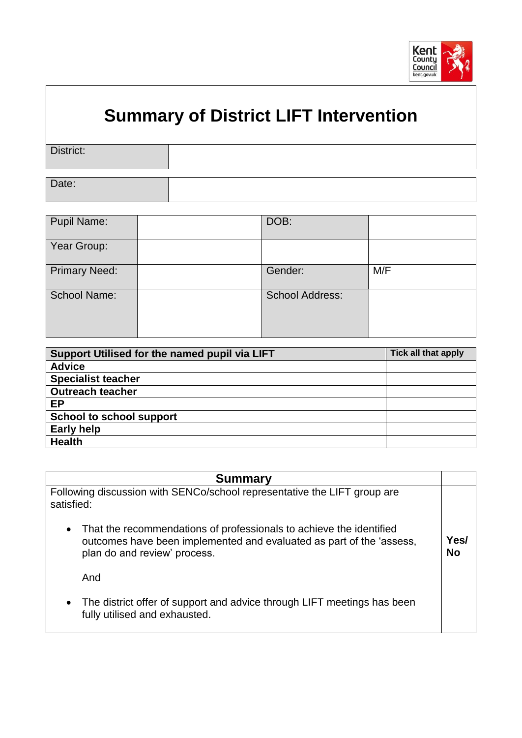# Summary of District LIFT Intervention

| District: | |
|---|---|

| Date: | |
|---|---|

| Pupil Name: | | DOB: | |
|---|---|---|---|
| Year Group: | | | |
| Primary Need: | | Gender: | M/F |
| School Name: | | School Address: | |

| Support Utilised for the named pupil via LIFT | Tick all that apply |
|---|---|
| **Advice** | |
| **Specialist teacher** | |
| **Outreach teacher** | |
| **EP** | |
| **School to school support** | |
| **Early help** | |
| **Health** | |

| Summary | |
|---|---|
| Following discussion with SENCo/school representative the LIFT group are satisfied:<br><br>• That the recommendations of professionals to achieve the identified outcomes have been implemented and evaluated as part of the 'assess, plan do and review' process.<br><br>And<br><br>• The district offer of support and advice through LIFT meetings has been fully utilised and exhausted. | **Yes/ No** |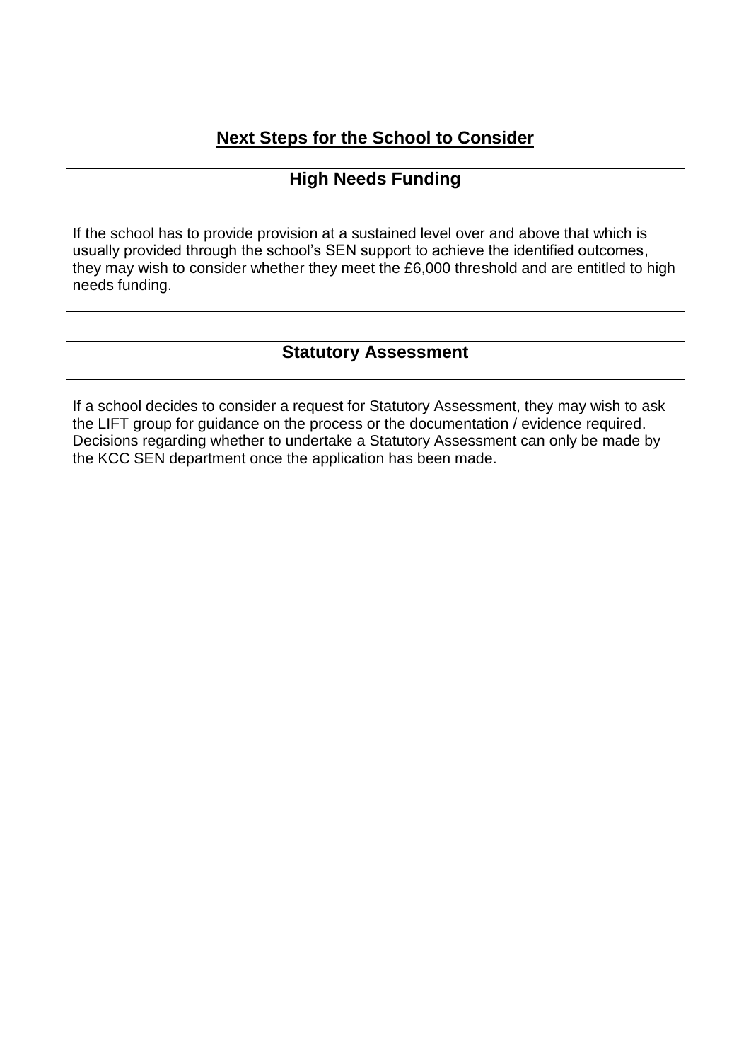## Next Steps for the School to Consider

| High Needs Funding |
| --- |
| If the school has to provide provision at a sustained level over and above that which is usually provided through the school's SEN support to achieve the identified outcomes, they may wish to consider whether they meet the £6,000 threshold and are entitled to high needs funding. |

| Statutory Assessment |
| --- |
| If a school decides to consider a request for Statutory Assessment, they may wish to ask the LIFT group for guidance on the process or the documentation / evidence required. Decisions regarding whether to undertake a Statutory Assessment can only be made by the KCC SEN department once the application has been made. |